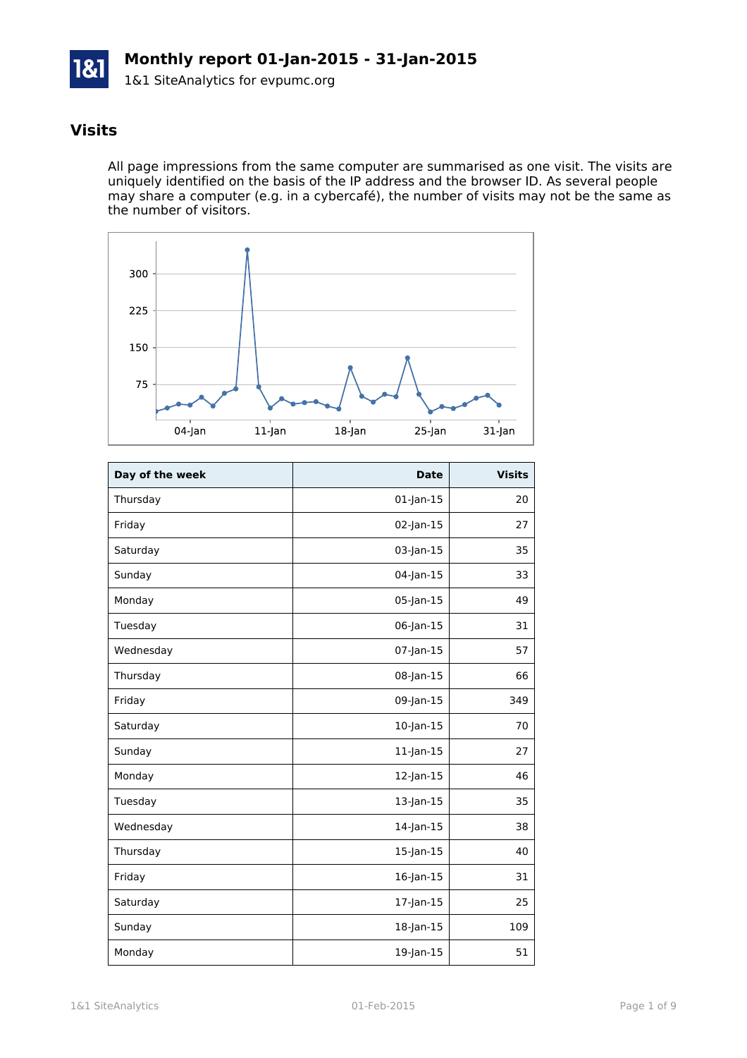# Monthly report 01-Jan-2015 - 31-Jan-2015

1&1 SiteAnalytics for evpumc.org

## Visits

All page impressions from the same computer are summarised as one visit. The visits are uniquely identified on the basis of the IP address and the browser ID. As several people may share a computer (e.g. in a cybercafé), the number of visits may not be the same as the number of visitors.

| Day of the week | Date | Visits |
|---|---|---|
| Thursday | 01-Jan-15 | 20 |
| Friday | 02-Jan-15 | 27 |
| Saturday | 03-Jan-15 | 35 |
| Sunday | 04-Jan-15 | 33 |
| Monday | 05-Jan-15 | 49 |
| Tuesday | 06-Jan-15 | 31 |
| Wednesday | 07-Jan-15 | 57 |
| Thursday | 08-Jan-15 | 66 |
| Friday | 09-Jan-15 | 349 |
| Saturday | 10-Jan-15 | 70 |
| Sunday | 11-Jan-15 | 27 |
| Monday | 12-Jan-15 | 46 |
| Tuesday | 13-Jan-15 | 35 |
| Wednesday | 14-Jan-15 | 38 |
| Thursday | 15-Jan-15 | 40 |
| Friday | 16-Jan-15 | 31 |
| Saturday | 17-Jan-15 | 25 |
| Sunday | 18-Jan-15 | 109 |
| Monday | 19-Jan-15 | 51 |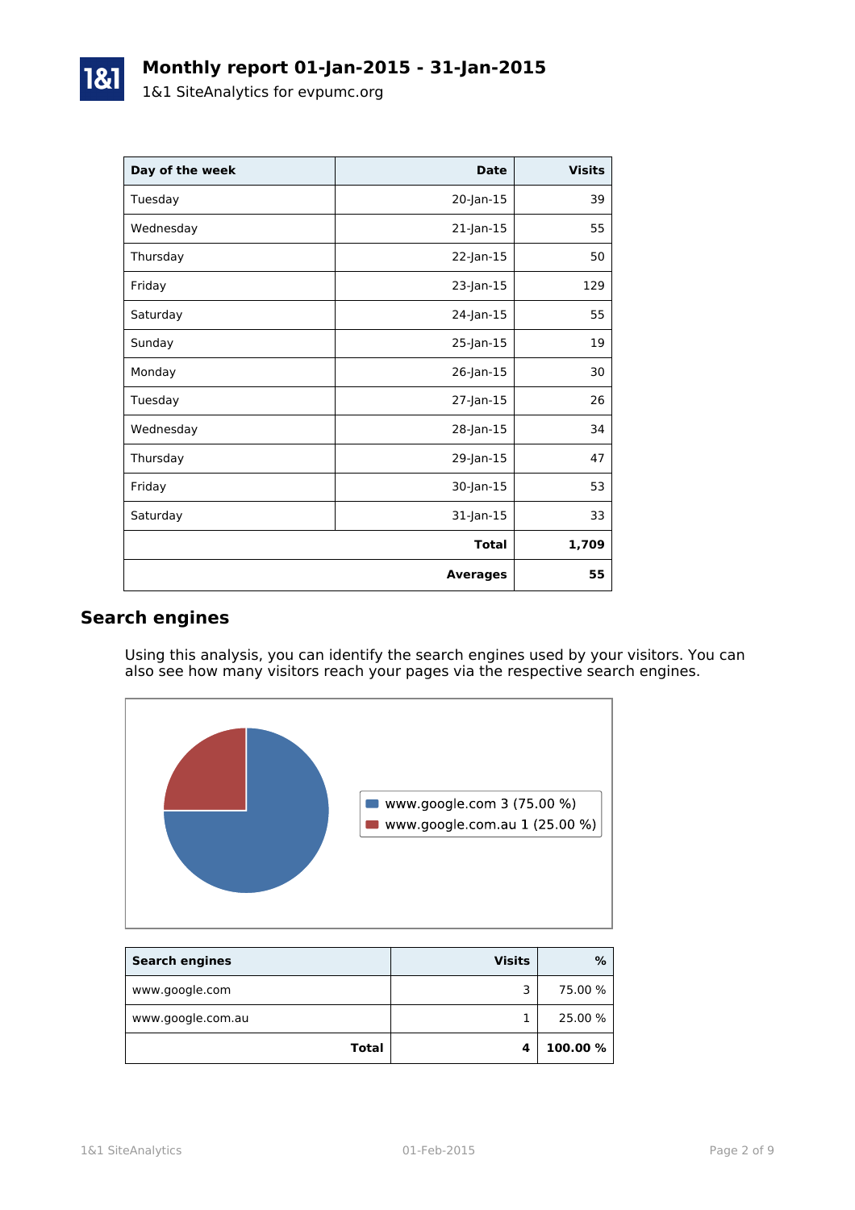# Monthly report 01-Jan-2015 - 31-Jan-2015

1&1 SiteAnalytics for evpumc.org

| Day of the week | Date | Visits |
|---|---:|---:|
| Tuesday | 20-Jan-15 | 39 |
| Wednesday | 21-Jan-15 | 55 |
| Thursday | 22-Jan-15 | 50 |
| Friday | 23-Jan-15 | 129 |
| Saturday | 24-Jan-15 | 55 |
| Sunday | 25-Jan-15 | 19 |
| Monday | 26-Jan-15 | 30 |
| Tuesday | 27-Jan-15 | 26 |
| Wednesday | 28-Jan-15 | 34 |
| Thursday | 29-Jan-15 | 47 |
| Friday | 30-Jan-15 | 53 |
| Saturday | 31-Jan-15 | 33 |
| | **Total** | **1,709** |
| | **Averages** | **55** |

## Search engines

Using this analysis, you can identify the search engines used by your visitors. You can also see how many visitors reach your pages via the respective search engines.

- www.google.com 3 (75.00 %)
- www.google.com.au 1 (25.00 %)

| Search engines | Visits | % |
|---|---:|---:|
| www.google.com | 3 | 75.00 % |
| www.google.com.au | 1 | 25.00 % |
| **Total** | **4** | **100.00 %** |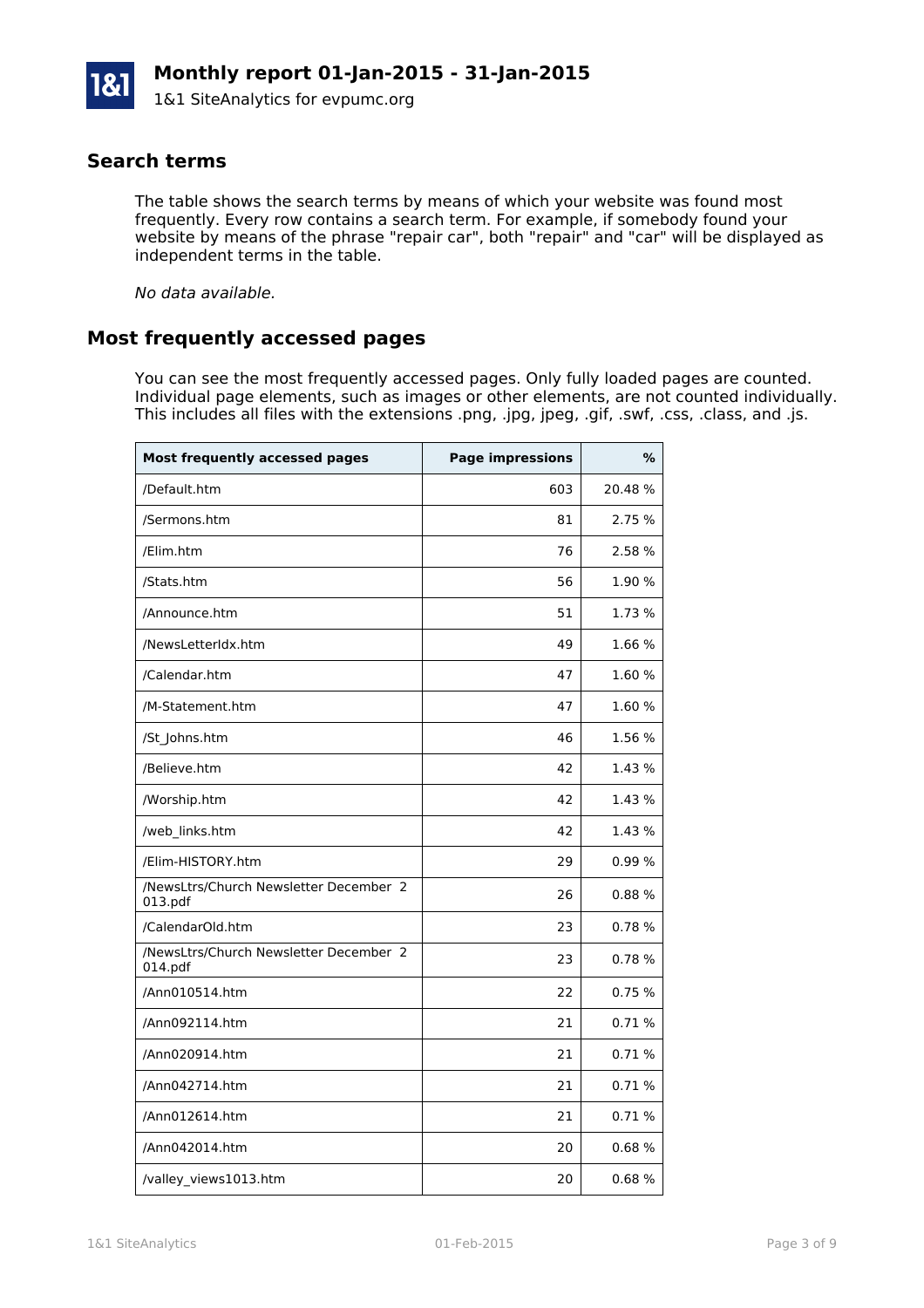# Monthly report 01-Jan-2015 - 31-Jan-2015

1&1 SiteAnalytics for evpumc.org

## Search terms

The table shows the search terms by means of which your website was found most frequently. Every row contains a search term. For example, if somebody found your website by means of the phrase "repair car", both "repair" and "car" will be displayed as independent terms in the table.

*No data available.*

## Most frequently accessed pages

You can see the most frequently accessed pages. Only fully loaded pages are counted. Individual page elements, such as images or other elements, are not counted individually. This includes all files with the extensions .png, .jpg, jpeg, .gif, .swf, .css, .class, and .js.

| Most frequently accessed pages | Page impressions | % |
|---|---:|---:|
| /Default.htm | 603 | 20.48 % |
| /Sermons.htm | 81 | 2.75 % |
| /Elim.htm | 76 | 2.58 % |
| /Stats.htm | 56 | 1.90 % |
| /Announce.htm | 51 | 1.73 % |
| /NewsLetterIdx.htm | 49 | 1.66 % |
| /Calendar.htm | 47 | 1.60 % |
| /M-Statement.htm | 47 | 1.60 % |
| /St_Johns.htm | 46 | 1.56 % |
| /Believe.htm | 42 | 1.43 % |
| /Worship.htm | 42 | 1.43 % |
| /web_links.htm | 42 | 1.43 % |
| /Elim-HISTORY.htm | 29 | 0.99 % |
| /NewsLtrs/Church Newsletter December 2013.pdf | 26 | 0.88 % |
| /CalendarOld.htm | 23 | 0.78 % |
| /NewsLtrs/Church Newsletter December 2014.pdf | 23 | 0.78 % |
| /Ann010514.htm | 22 | 0.75 % |
| /Ann092114.htm | 21 | 0.71 % |
| /Ann020914.htm | 21 | 0.71 % |
| /Ann042714.htm | 21 | 0.71 % |
| /Ann012614.htm | 21 | 0.71 % |
| /Ann042014.htm | 20 | 0.68 % |
| /valley_views1013.htm | 20 | 0.68 % |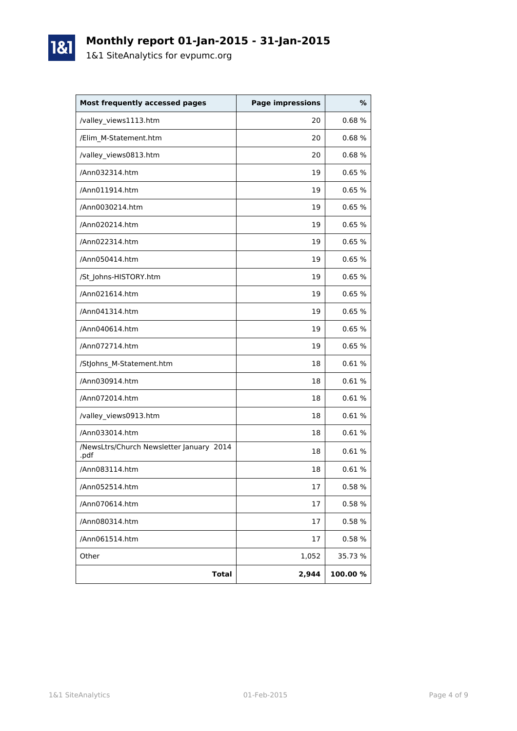# Monthly report 01-Jan-2015 - 31-Jan-2015

1&1 SiteAnalytics for evpumc.org

| Most frequently accessed pages | Page impressions | % |
|---|---:|---:|
| /valley_views1113.htm | 20 | 0.68 % |
| /Elim_M-Statement.htm | 20 | 0.68 % |
| /valley_views0813.htm | 20 | 0.68 % |
| /Ann032314.htm | 19 | 0.65 % |
| /Ann011914.htm | 19 | 0.65 % |
| /Ann0030214.htm | 19 | 0.65 % |
| /Ann020214.htm | 19 | 0.65 % |
| /Ann022314.htm | 19 | 0.65 % |
| /Ann050414.htm | 19 | 0.65 % |
| /St_Johns-HISTORY.htm | 19 | 0.65 % |
| /Ann021614.htm | 19 | 0.65 % |
| /Ann041314.htm | 19 | 0.65 % |
| /Ann040614.htm | 19 | 0.65 % |
| /Ann072714.htm | 19 | 0.65 % |
| /StJohns_M-Statement.htm | 18 | 0.61 % |
| /Ann030914.htm | 18 | 0.61 % |
| /Ann072014.htm | 18 | 0.61 % |
| /valley_views0913.htm | 18 | 0.61 % |
| /Ann033014.htm | 18 | 0.61 % |
| /NewsLtrs/Church Newsletter January 2014 .pdf | 18 | 0.61 % |
| /Ann083114.htm | 18 | 0.61 % |
| /Ann052514.htm | 17 | 0.58 % |
| /Ann070614.htm | 17 | 0.58 % |
| /Ann080314.htm | 17 | 0.58 % |
| /Ann061514.htm | 17 | 0.58 % |
| Other | 1,052 | 35.73 % |
| **Total** | **2,944** | **100.00 %** |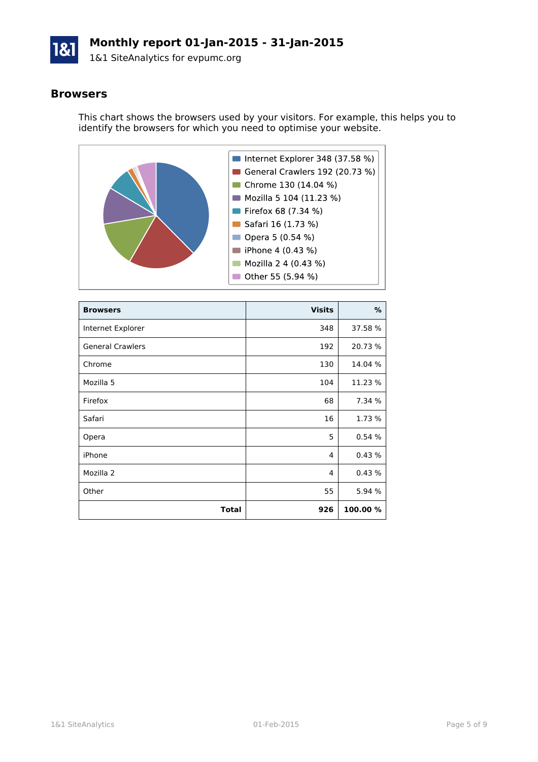# Monthly report 01-Jan-2015 - 31-Jan-2015

1&1 SiteAnalytics for evpumc.org

## Browsers

This chart shows the browsers used by your visitors. For example, this helps you to identify the browsers for which you need to optimise your website.

- Internet Explorer 348 (37.58 %)
- General Crawlers 192 (20.73 %)
- Chrome 130 (14.04 %)
- Mozilla 5 104 (11.23 %)
- Firefox 68 (7.34 %)
- Safari 16 (1.73 %)
- Opera 5 (0.54 %)
- iPhone 4 (0.43 %)
- Mozilla 2 4 (0.43 %)
- Other 55 (5.94 %)

| Browsers | Visits | % |
|---|---:|---:|
| Internet Explorer | 348 | 37.58 % |
| General Crawlers | 192 | 20.73 % |
| Chrome | 130 | 14.04 % |
| Mozilla 5 | 104 | 11.23 % |
| Firefox | 68 | 7.34 % |
| Safari | 16 | 1.73 % |
| Opera | 5 | 0.54 % |
| iPhone | 4 | 0.43 % |
| Mozilla 2 | 4 | 0.43 % |
| Other | 55 | 5.94 % |
| **Total** | **926** | **100.00 %** |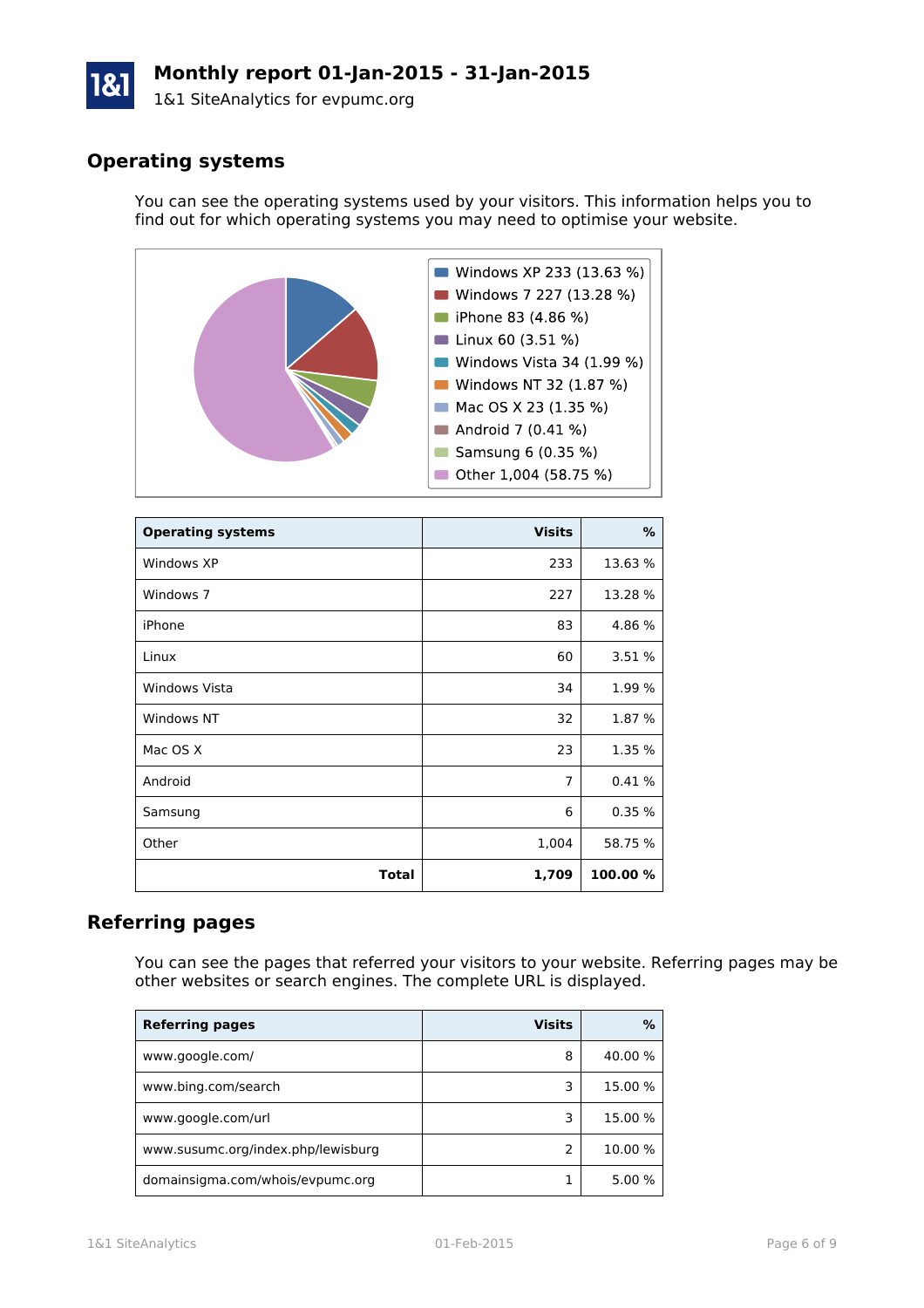# Monthly report 01-Jan-2015 - 31-Jan-2015

1&1 SiteAnalytics for evpumc.org

## Operating systems

You can see the operating systems used by your visitors. This information helps you to find out for which operating systems you may need to optimise your website.

| Operating systems | Visits | % |
|---|---|---|
| Windows XP | 233 | 13.63 % |
| Windows 7 | 227 | 13.28 % |
| iPhone | 83 | 4.86 % |
| Linux | 60 | 3.51 % |
| Windows Vista | 34 | 1.99 % |
| Windows NT | 32 | 1.87 % |
| Mac OS X | 23 | 1.35 % |
| Android | 7 | 0.41 % |
| Samsung | 6 | 0.35 % |
| Other | 1,004 | 58.75 % |
| **Total** | **1,709** | **100.00 %** |

## Referring pages

You can see the pages that referred your visitors to your website. Referring pages may be other websites or search engines. The complete URL is displayed.

| Referring pages | Visits | % |
|---|---|---|
| www.google.com/ | 8 | 40.00 % |
| www.bing.com/search | 3 | 15.00 % |
| www.google.com/url | 3 | 15.00 % |
| www.susumc.org/index.php/lewisburg | 2 | 10.00 % |
| domainsigma.com/whois/evpumc.org | 1 | 5.00 % |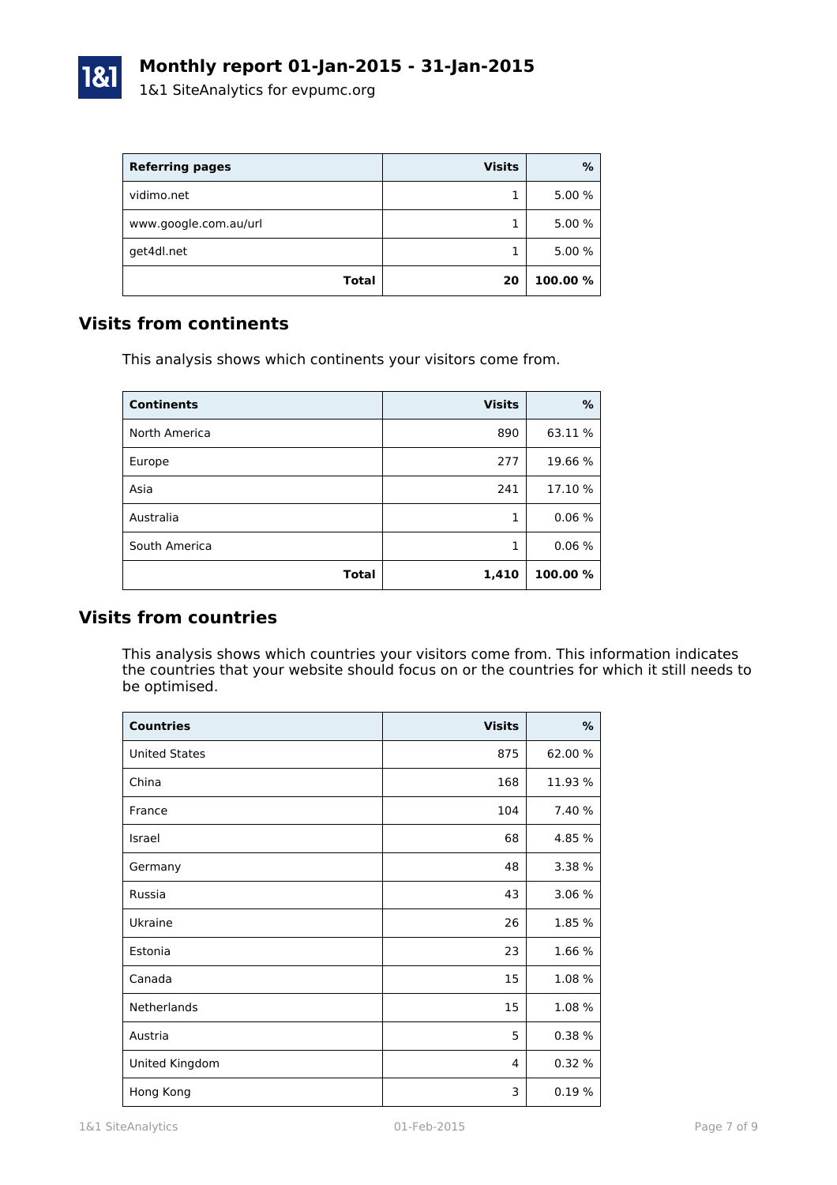| Referring pages | Visits | % |
|---|---|---|
| vidimo.net | 1 | 5.00 % |
| www.google.com.au/url | 1 | 5.00 % |
| get4dl.net | 1 | 5.00 % |
| **Total** | **20** | **100.00 %** |

## Visits from continents

This analysis shows which continents your visitors come from.

| Continents | Visits | % |
|---|---|---|
| North America | 890 | 63.11 % |
| Europe | 277 | 19.66 % |
| Asia | 241 | 17.10 % |
| Australia | 1 | 0.06 % |
| South America | 1 | 0.06 % |
| **Total** | **1,410** | **100.00 %** |

## Visits from countries

This analysis shows which countries your visitors come from. This information indicates the countries that your website should focus on or the countries for which it still needs to be optimised.

| Countries | Visits | % |
|---|---|---|
| United States | 875 | 62.00 % |
| China | 168 | 11.93 % |
| France | 104 | 7.40 % |
| Israel | 68 | 4.85 % |
| Germany | 48 | 3.38 % |
| Russia | 43 | 3.06 % |
| Ukraine | 26 | 1.85 % |
| Estonia | 23 | 1.66 % |
| Canada | 15 | 1.08 % |
| Netherlands | 15 | 1.08 % |
| Austria | 5 | 0.38 % |
| United Kingdom | 4 | 0.32 % |
| Hong Kong | 3 | 0.19 % |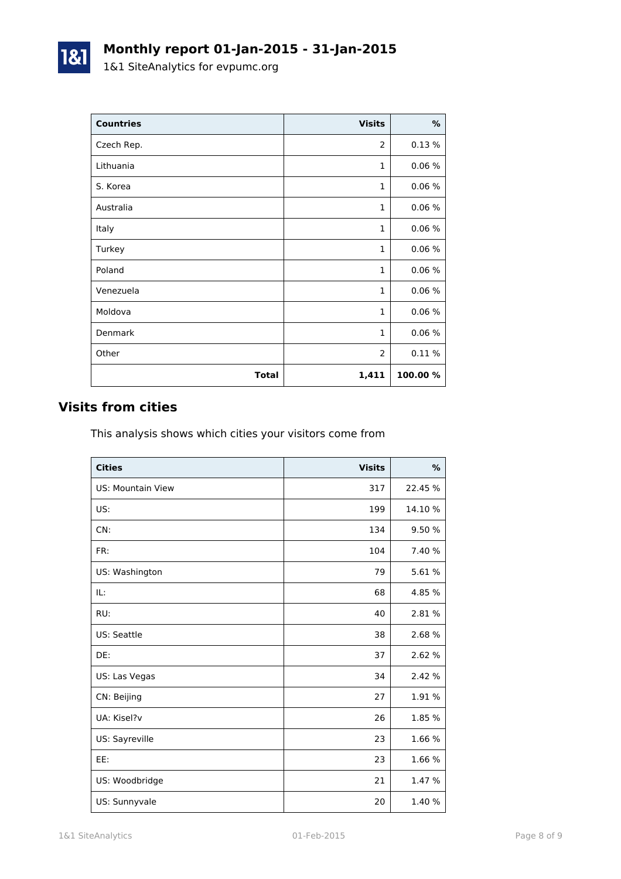| Countries | Visits | % |
|---|---|---|
| Czech Rep. | 2 | 0.13 % |
| Lithuania | 1 | 0.06 % |
| S. Korea | 1 | 0.06 % |
| Australia | 1 | 0.06 % |
| Italy | 1 | 0.06 % |
| Turkey | 1 | 0.06 % |
| Poland | 1 | 0.06 % |
| Venezuela | 1 | 0.06 % |
| Moldova | 1 | 0.06 % |
| Denmark | 1 | 0.06 % |
| Other | 2 | 0.11 % |
| **Total** | **1,411** | **100.00 %** |

## Visits from cities

This analysis shows which cities your visitors come from

| Cities | Visits | % |
|---|---|---|
| US: Mountain View | 317 | 22.45 % |
| US: | 199 | 14.10 % |
| CN: | 134 | 9.50 % |
| FR: | 104 | 7.40 % |
| US: Washington | 79 | 5.61 % |
| IL: | 68 | 4.85 % |
| RU: | 40 | 2.81 % |
| US: Seattle | 38 | 2.68 % |
| DE: | 37 | 2.62 % |
| US: Las Vegas | 34 | 2.42 % |
| CN: Beijing | 27 | 1.91 % |
| UA: Kisel?v | 26 | 1.85 % |
| US: Sayreville | 23 | 1.66 % |
| EE: | 23 | 1.66 % |
| US: Woodbridge | 21 | 1.47 % |
| US: Sunnyvale | 20 | 1.40 % |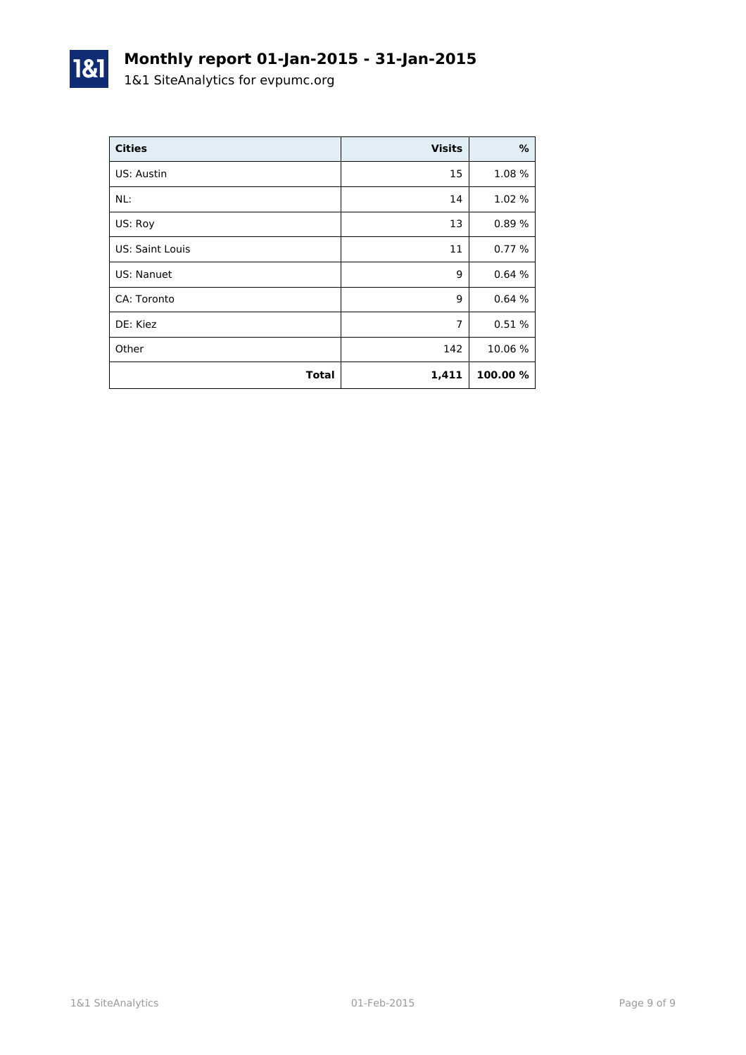# Monthly report 01-Jan-2015 - 31-Jan-2015

1&1 SiteAnalytics for evpumc.org

| Cities | Visits | % |
|---|---|---|
| US: Austin | 15 | 1.08 % |
| NL: | 14 | 1.02 % |
| US: Roy | 13 | 0.89 % |
| US: Saint Louis | 11 | 0.77 % |
| US: Nanuet | 9 | 0.64 % |
| CA: Toronto | 9 | 0.64 % |
| DE: Kiez | 7 | 0.51 % |
| Other | 142 | 10.06 % |
| **Total** | **1,411** | **100.00 %** |